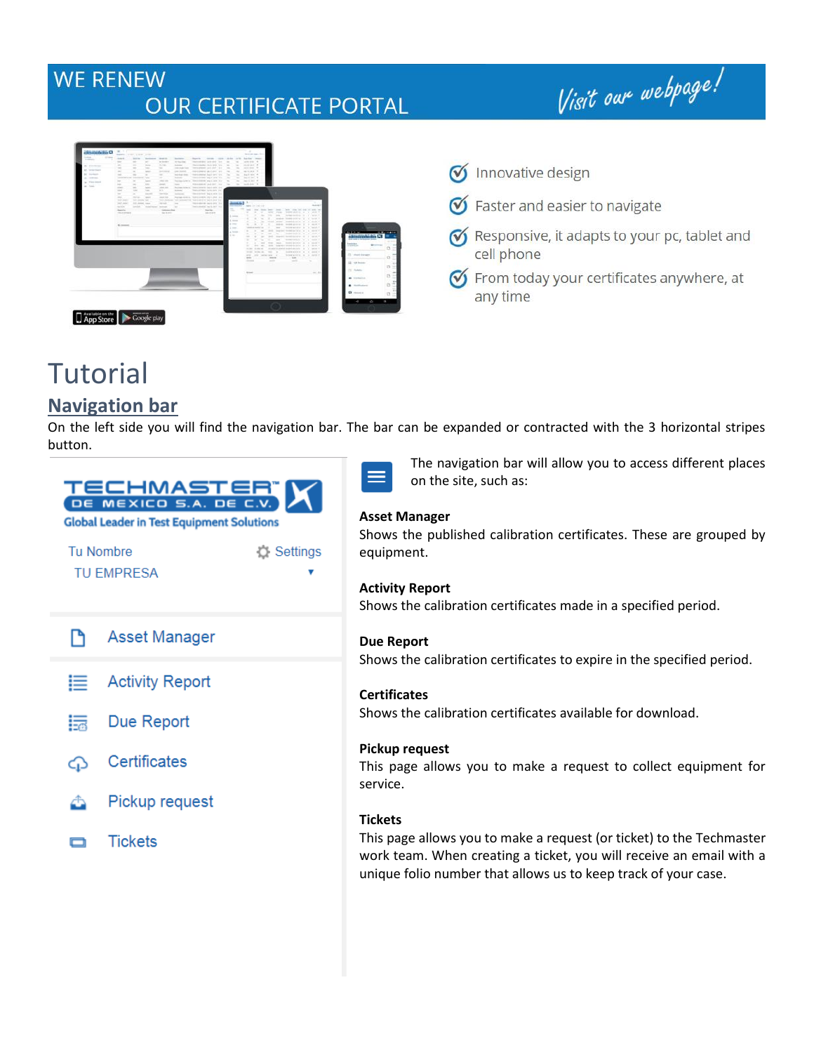# WE RENEW OUR CERTIFICATE PORTAL

*Visit our webpage!*

- Innovative design
- Faster and easier to navigate
- Responsive, it adapts to your pc, tablet and cell phone
- From today your certificates anywhere, at any time

# Tutorial

## Navigation bar

On the left side you will find the navigation bar. The bar can be expanded or contracted with the 3 horizontal stripes button.

TECHMASTER DE MEXICO S.A. DE C.V.
Global Leader in Test Equipment Solutions

Tu Nombre — Settings
TU EMPRESA

- Asset Manager
- Activity Report
- Due Report
- Certificates
- Pickup request
- Tickets

The navigation bar will allow you to access different places on the site, such as:

**Asset Manager**
Shows the published calibration certificates. These are grouped by equipment.

**Activity Report**
Shows the calibration certificates made in a specified period.

**Due Report**
Shows the calibration certificates to expire in the specified period.

**Certificates**
Shows the calibration certificates available for download.

**Pickup request**
This page allows you to make a request to collect equipment for service.

**Tickets**
This page allows you to make a request (or ticket) to the Techmaster work team. When creating a ticket, you will receive an email with a unique folio number that allows us to keep track of your case.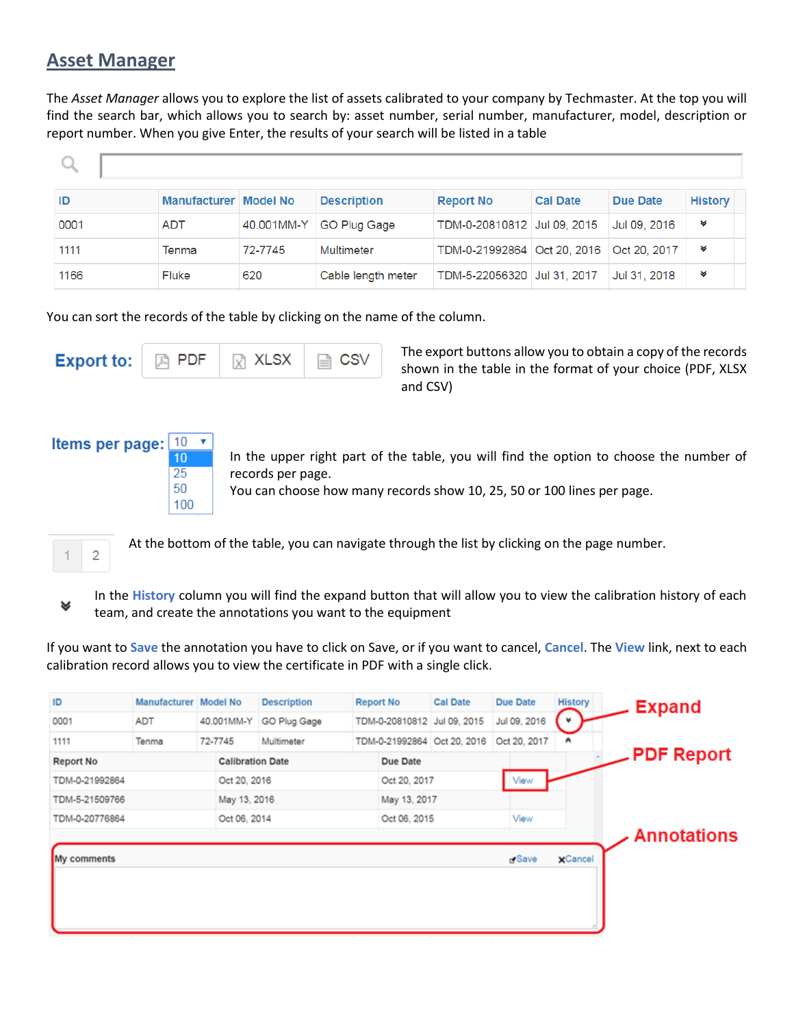## Asset Manager

The *Asset Manager* allows you to explore the list of assets calibrated to your company by Techmaster. At the top you will find the search bar, which allows you to search by: asset number, serial number, manufacturer, model, description or report number. When you give Enter, the results of your search will be listed in a table

| ID | Manufacturer | Model No | Description | Report No | Cal Date | Due Date | History |
|---|---|---|---|---|---|---|---|
| 0001 | ADT | 40.001MM-Y | GO Plug Gage | TDM-0-20810812 | Jul 09, 2015 | Jul 09, 2016 | » |
| 1111 | Tenma | 72-7745 | Multimeter | TDM-0-21992864 | Oct 20, 2016 | Oct 20, 2017 | » |
| 1166 | Fluke | 620 | Cable length meter | TDM-5-22056320 | Jul 31, 2017 | Jul 31, 2018 | » |

You can sort the records of the table by clicking on the name of the column.

**Export to:** PDF | XLSX | CSV

The export buttons allow you to obtain a copy of the records shown in the table in the format of your choice (PDF, XLSX and CSV)

**Items per page:** 10 / 25 / 50 / 100

In the upper right part of the table, you will find the option to choose the number of records per page.
You can choose how many records show 10, 25, 50 or 100 lines per page.

1 | 2

At the bottom of the table, you can navigate through the list by clicking on the page number.

In the **History** column you will find the expand button that will allow you to view the calibration history of each team, and create the annotations you want to the equipment

If you want to **Save** the annotation you have to click on Save, or if you want to cancel, **Cancel**. The **View** link, next to each calibration record allows you to view the certificate in PDF with a single click.

| ID | Manufacturer | Model No | Description | Report No | Cal Date | Due Date | History |
|---|---|---|---|---|---|---|---|
| 0001 | ADT | 40.001MM-Y | GO Plug Gage | TDM-0-20810812 | Jul 09, 2015 | Jul 09, 2016 | » |
| 1111 | Tenma | 72-7745 | Multimeter | TDM-0-21992864 | Oct 20, 2016 | Oct 20, 2017 | ^ |

| Report No | Calibration Date | Due Date | |
|---|---|---|---|
| TDM-0-21992864 | Oct 20, 2016 | Oct 20, 2017 | View |
| TDM-5-21509766 | May 13, 2016 | May 13, 2017 | |
| TDM-0-20776864 | Oct 06, 2014 | Oct 06, 2015 | View |

**My comments** Save Cancel

Expand

PDF Report

Annotations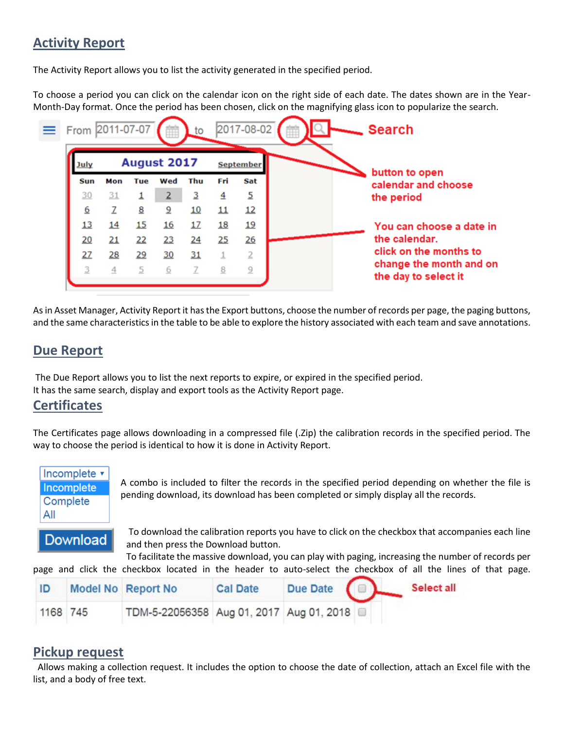## Activity Report

The Activity Report allows you to list the activity generated in the specified period.

To choose a period you can click on the calendar icon on the right side of each date. The dates shown are in the Year-Month-Day format. Once the period has been chosen, click on the magnifying glass icon to popularize the search.

From 2011-07-07 to 2017-08-02

Search

button to open calendar and choose the period

You can choose a date in the calendar. click on the months to change the month and on the day to select it

As in Asset Manager, Activity Report it has the Export buttons, choose the number of records per page, the paging buttons, and the same characteristics in the table to be able to explore the history associated with each team and save annotations.

## Due Report

The Due Report allows you to list the next reports to expire, or expired in the specified period.
It has the same search, display and export tools as the Activity Report page.

## Certificates

The Certificates page allows downloading in a compressed file (.Zip) the calibration records in the specified period. The way to choose the period is identical to how it is done in Activity Report.

A combo is included to filter the records in the specified period depending on whether the file is pending download, its download has been completed or simply display all the records.

To download the calibration reports you have to click on the checkbox that accompanies each line and then press the Download button.
To facilitate the massive download, you can play with paging, increasing the number of records per page and click the checkbox located in the header to auto-select the checkbox of all the lines of that page.

| ID | Model No | Report No | Cal Date | Due Date | |
|---|---|---|---|---|---|
| 1168 | 745 | TDM-5-22056358 | Aug 01, 2017 | Aug 01, 2018 | |

Select all

## Pickup request

Allows making a collection request. It includes the option to choose the date of collection, attach an Excel file with the list, and a body of free text.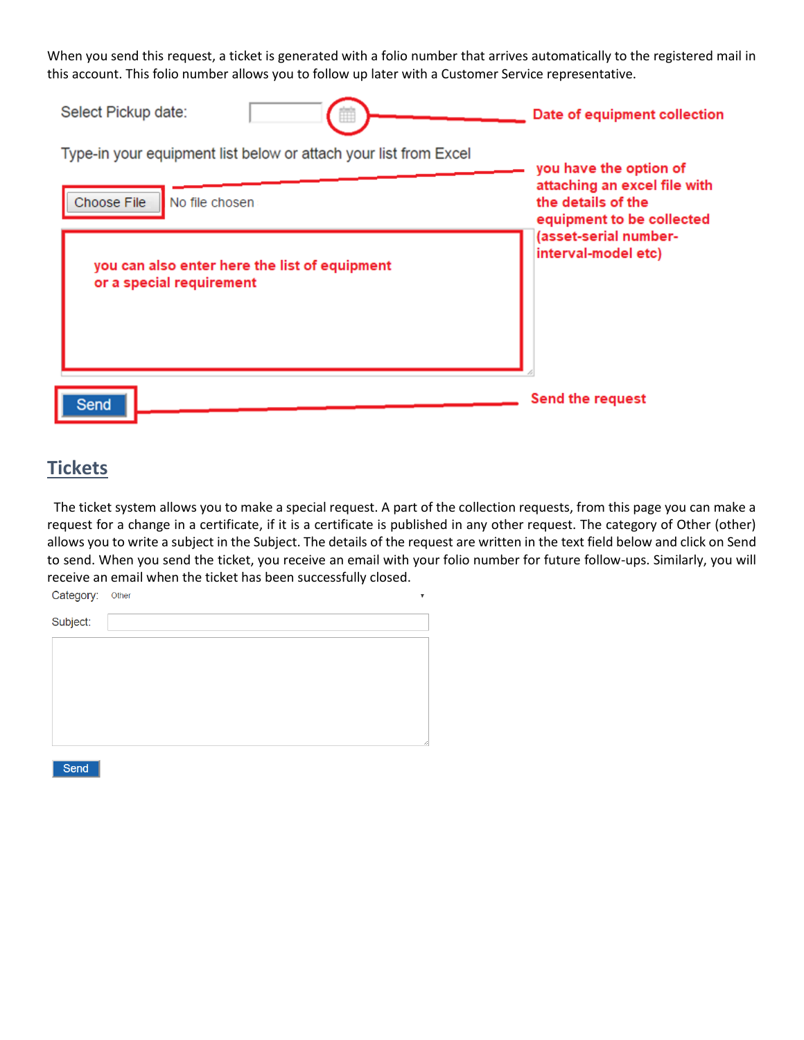When you send this request, a ticket is generated with a folio number that arrives automatically to the registered mail in this account. This folio number allows you to follow up later with a Customer Service representative.

Select Pickup date:

**Date of equipment collection**

Type-in your equipment list below or attach your list from Excel

Choose File No file chosen

**you have the option of attaching an excel file with the details of the equipment to be collected (asset-serial number-interval-model etc)**

**you can also enter here the list of equipment or a special requirement**

Send

**Send the request**

## Tickets

The ticket system allows you to make a special request. A part of the collection requests, from this page you can make a request for a change in a certificate, if it is a certificate is published in any other request. The category of Other (other) allows you to write a subject in the Subject. The details of the request are written in the text field below and click on Send to send. When you send the ticket, you receive an email with your folio number for future follow-ups. Similarly, you will receive an email when the ticket has been successfully closed.

Category: Other

Subject:

Send